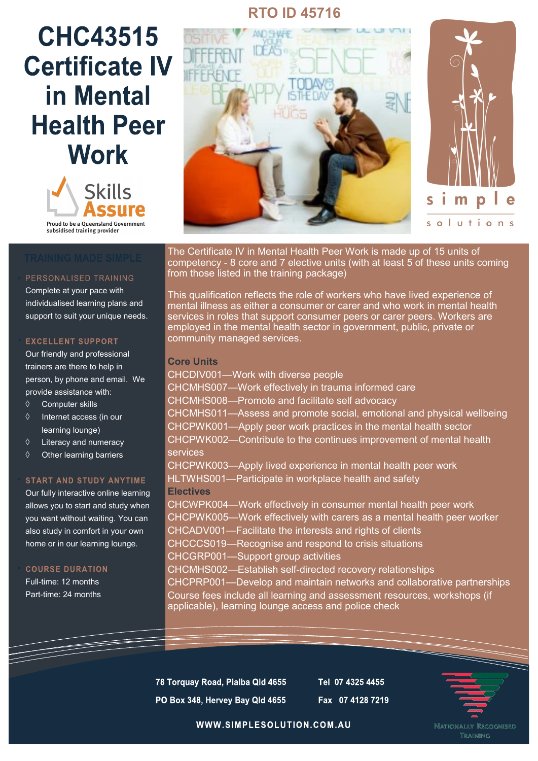RTO ID 45716

# CHC43515 Certificate IV in Mental Health Peer Work

Skills Assure

Proud to be a Queensland Government subsidised training provider

simple solutions

## TRAINING MADE SIMPLE

### PERSONALISED TRAINING

Complete at your pace with individualised learning plans and support to suit your unique needs.

### EXCELLENT SUPPORT

Our friendly and professional trainers are there to help in person, by phone and email. We provide assistance with:

- Computer skills
- Internet access (in our learning lounge)
- Literacy and numeracy
- Other learning barriers

### START AND STUDY ANYTIME

Our fully interactive online learning allows you to start and study when you want without waiting. You can also study in comfort in your own home or in our learning lounge.

### COURSE DURATION

Full-time: 12 months

Part-time: 24 months

The Certificate IV in Mental Health Peer Work is made up of 15 units of competency - 8 core and 7 elective units (with at least 5 of these units coming from those listed in the training package)

This qualification reflects the role of workers who have lived experience of mental illness as either a consumer or carer and who work in mental health services in roles that support consumer peers or carer peers. Workers are employed in the mental health sector in government, public, private or community managed services.

### Core Units

CHCDIV001—Work with diverse people
CHCMHS007—Work effectively in trauma informed care
CHCMHS008—Promote and facilitate self advocacy
CHCMHS011—Assess and promote social, emotional and physical wellbeing
CHCPWK001—Apply peer work practices in the mental health sector
CHCPWK002—Contribute to the continues improvement of mental health services
CHCPWK003—Apply lived experience in mental health peer work
HLTWHS001—Participate in workplace health and safety

### Electives

CHCWPK004—Work effectively in consumer mental health peer work
CHCPWK005—Work effectively with carers as a mental health peer worker
CHCADV001—Facilitate the interests and rights of clients
CHCCCS019—Recognise and respond to crisis situations
CHCGRP001—Support group activities
CHCMHS002—Establish self-directed recovery relationships
CHCPRP001—Develop and maintain networks and collaborative partnerships

Course fees include all learning and assessment resources, workshops (if applicable), learning lounge access and police check

78 Torquay Road, Pialba Qld 4655
PO Box 348, Hervey Bay Qld 4655

Tel 07 4325 4455
Fax 07 4128 7219

WWW.SIMPLESOLUTION.COM.AU

Nationally Recognised Training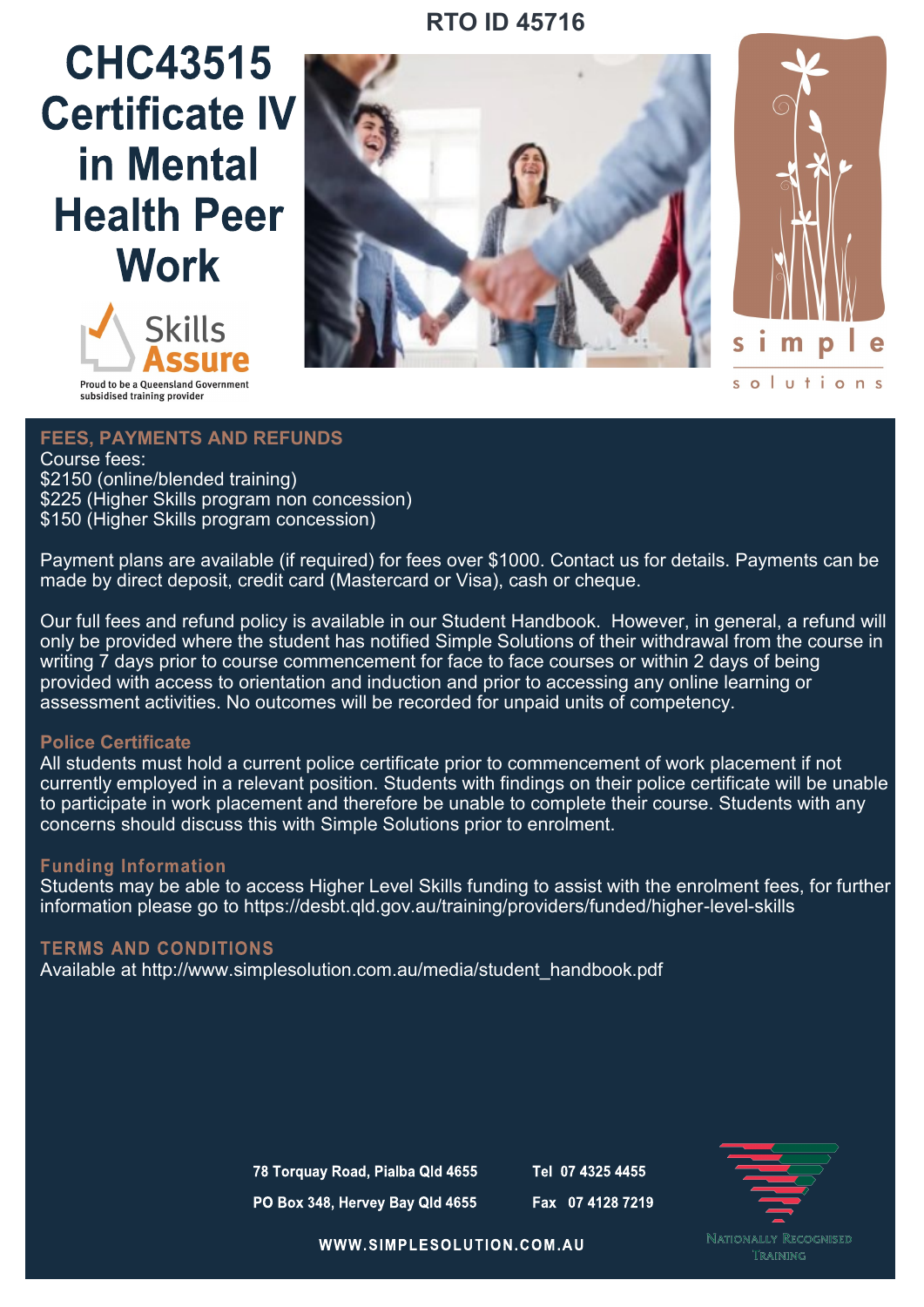RTO ID 45716

# CHC43515 Certificate IV in Mental Health Peer Work

Skills Assure

Proud to be a Queensland Government subsidised training provider

simple solutions

## FEES, PAYMENTS AND REFUNDS

Course fees:
$2150 (online/blended training)
$225 (Higher Skills program non concession)
$150 (Higher Skills program concession)

Payment plans are available (if required) for fees over $1000. Contact us for details. Payments can be made by direct deposit, credit card (Mastercard or Visa), cash or cheque.

Our full fees and refund policy is available in our Student Handbook. However, in general, a refund will only be provided where the student has notified Simple Solutions of their withdrawal from the course in writing 7 days prior to course commencement for face to face courses or within 2 days of being provided with access to orientation and induction and prior to accessing any online learning or assessment activities. No outcomes will be recorded for unpaid units of competency.

## Police Certificate

All students must hold a current police certificate prior to commencement of work placement if not currently employed in a relevant position. Students with findings on their police certificate will be unable to participate in work placement and therefore be unable to complete their course. Students with any concerns should discuss this with Simple Solutions prior to enrolment.

## Funding Information

Students may be able to access Higher Level Skills funding to assist with the enrolment fees, for further information please go to https://desbt.qld.gov.au/training/providers/funded/higher-level-skills

## TERMS AND CONDITIONS

Available at http://www.simplesolution.com.au/media/student_handbook.pdf

78 Torquay Road, Pialba Qld 4655
PO Box 348, Hervey Bay Qld 4655

Tel 07 4325 4455
Fax 07 4128 7219

WWW.SIMPLESOLUTION.COM.AU

Nationally Recognised Training